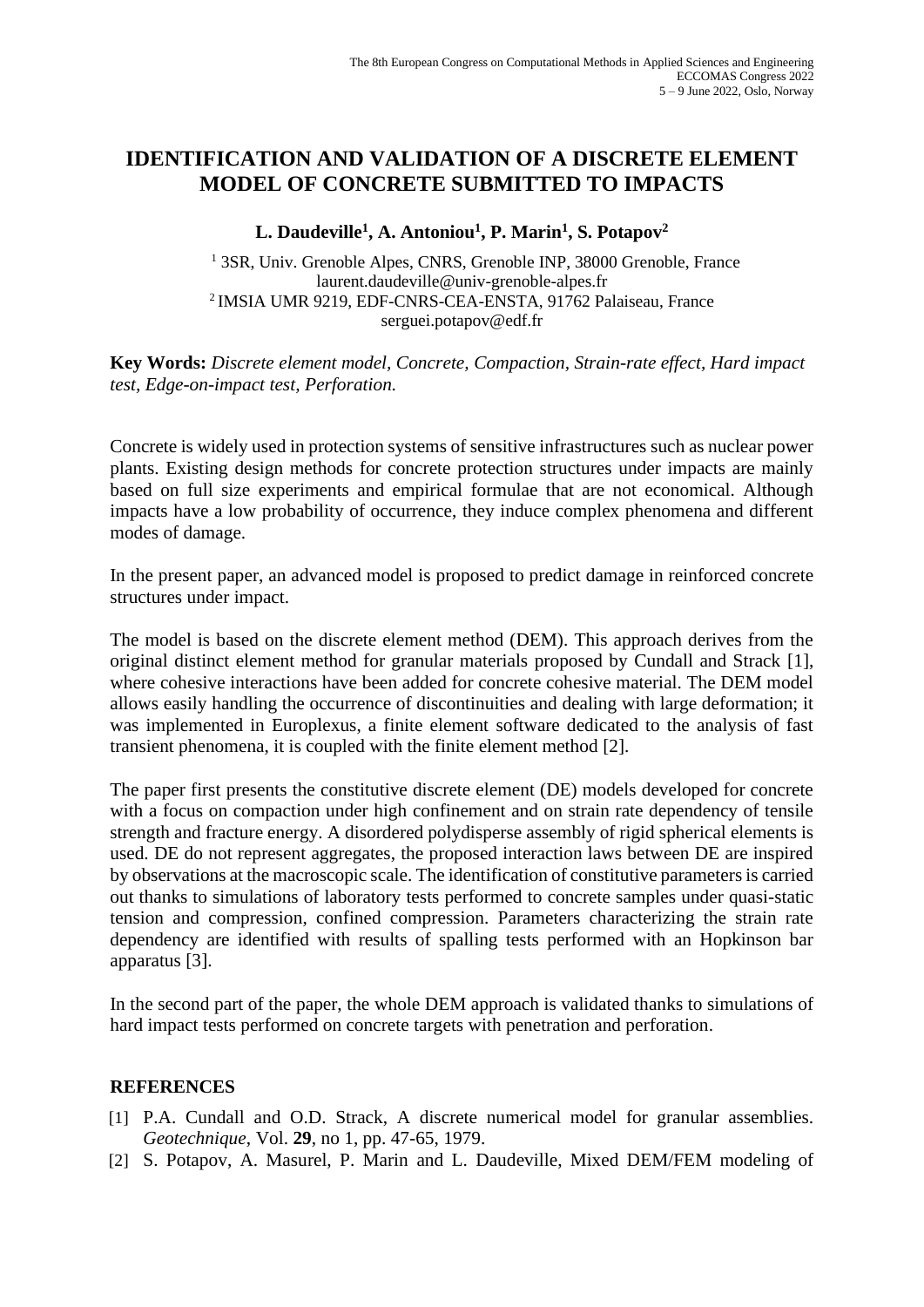# IDENTIFICATION AND VALIDATION OF A DISCRETE ELEMENT MODEL OF CONCRETE SUBMITTED TO IMPACTS

**L. Daudeville[1], A. Antoniou[1], P. Marin[1], S. Potapov[2]**

[1] 3SR, Univ. Grenoble Alpes, CNRS, Grenoble INP, 38000 Grenoble, France
laurent.daudeville@univ-grenoble-alpes.fr
[2] IMSIA UMR 9219, EDF-CNRS-CEA-ENSTA, 91762 Palaiseau, France
serguei.potapov@edf.fr

**Key Words:** *Discrete element model, Concrete, Compaction, Strain-rate effect, Hard impact test, Edge-on-impact test, Perforation.*

Concrete is widely used in protection systems of sensitive infrastructures such as nuclear power plants. Existing design methods for concrete protection structures under impacts are mainly based on full size experiments and empirical formulae that are not economical. Although impacts have a low probability of occurrence, they induce complex phenomena and different modes of damage.

In the present paper, an advanced model is proposed to predict damage in reinforced concrete structures under impact.

The model is based on the discrete element method (DEM). This approach derives from the original distinct element method for granular materials proposed by Cundall and Strack [1], where cohesive interactions have been added for concrete cohesive material. The DEM model allows easily handling the occurrence of discontinuities and dealing with large deformation; it was implemented in Europlexus, a finite element software dedicated to the analysis of fast transient phenomena, it is coupled with the finite element method [2].

The paper first presents the constitutive discrete element (DE) models developed for concrete with a focus on compaction under high confinement and on strain rate dependency of tensile strength and fracture energy. A disordered polydisperse assembly of rigid spherical elements is used. DE do not represent aggregates, the proposed interaction laws between DE are inspired by observations at the macroscopic scale. The identification of constitutive parameters is carried out thanks to simulations of laboratory tests performed to concrete samples under quasi-static tension and compression, confined compression. Parameters characterizing the strain rate dependency are identified with results of spalling tests performed with an Hopkinson bar apparatus [3].

In the second part of the paper, the whole DEM approach is validated thanks to simulations of hard impact tests performed on concrete targets with penetration and perforation.

## REFERENCES

[1] P.A. Cundall and O.D. Strack, A discrete numerical model for granular assemblies. *Geotechnique*, Vol. **29**, no 1, pp. 47-65, 1979.

[2] S. Potapov, A. Masurel, P. Marin and L. Daudeville, Mixed DEM/FEM modeling of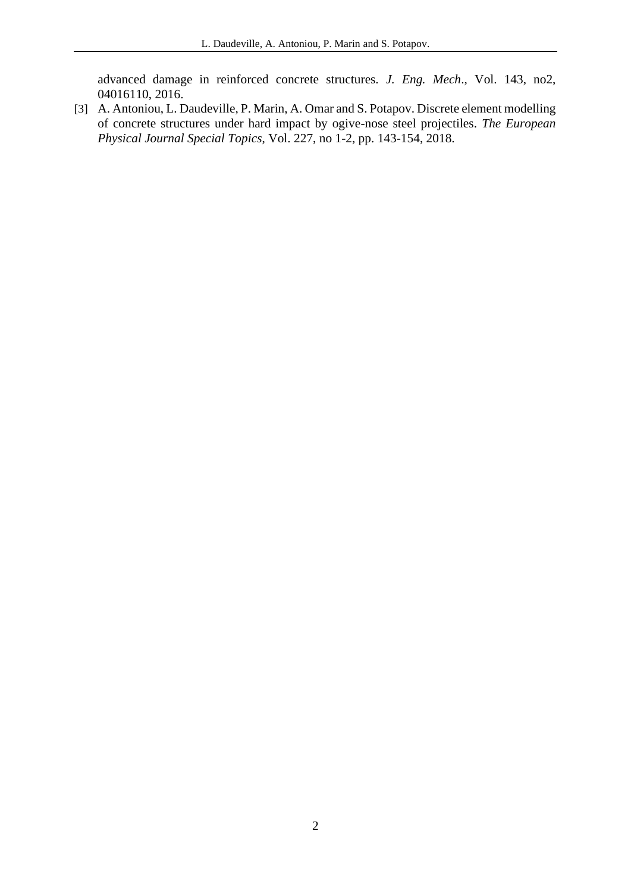advanced damage in reinforced concrete structures. *J. Eng. Mech*., Vol. 143, no2, 04016110, 2016.

[3] A. Antoniou, L. Daudeville, P. Marin, A. Omar and S. Potapov. Discrete element modelling of concrete structures under hard impact by ogive-nose steel projectiles. *The European Physical Journal Special Topics*, Vol. 227, no 1-2, pp. 143-154, 2018.